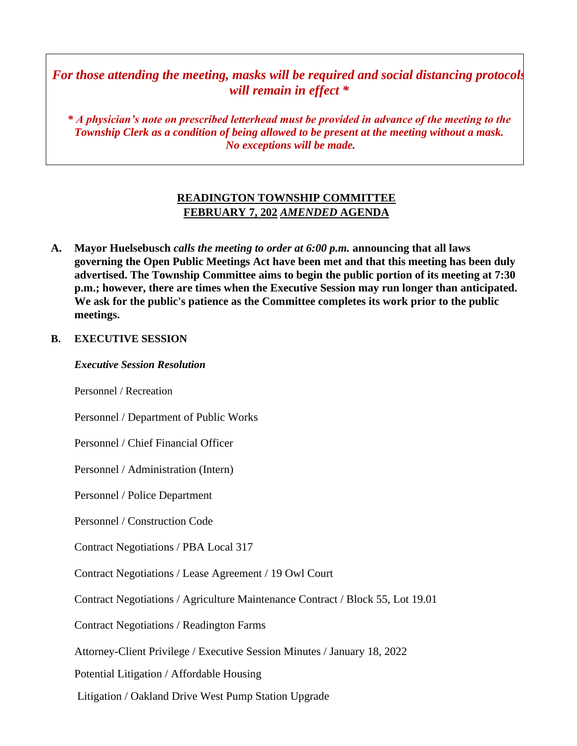***For those attending the meeting, masks will be required and social distancing protocols will remain in effect \****

***\* A physician's note on prescribed letterhead must be provided in advance of the meeting to the Township Clerk as a condition of being allowed to be present at the meeting without a mask. No exceptions will be made.***

**READINGTON TOWNSHIP COMMITTEE**
**FEBRUARY 7, 202 *AMENDED* AGENDA**

**A. Mayor Huelsebusch *calls the meeting to order at 6:00 p.m.* announcing that all laws governing the Open Public Meetings Act have been met and that this meeting has been duly advertised. The Township Committee aims to begin the public portion of its meeting at 7:30 p.m.; however, there are times when the Executive Session may run longer than anticipated. We ask for the public's patience as the Committee completes its work prior to the public meetings.**

**B. EXECUTIVE SESSION**

***Executive Session Resolution***

Personnel / Recreation

Personnel / Department of Public Works

Personnel / Chief Financial Officer

Personnel / Administration (Intern)

Personnel / Police Department

Personnel / Construction Code

Contract Negotiations / PBA Local 317

Contract Negotiations / Lease Agreement / 19 Owl Court

Contract Negotiations / Agriculture Maintenance Contract / Block 55, Lot 19.01

Contract Negotiations / Readington Farms

Attorney-Client Privilege / Executive Session Minutes / January 18, 2022

Potential Litigation / Affordable Housing

Litigation / Oakland Drive West Pump Station Upgrade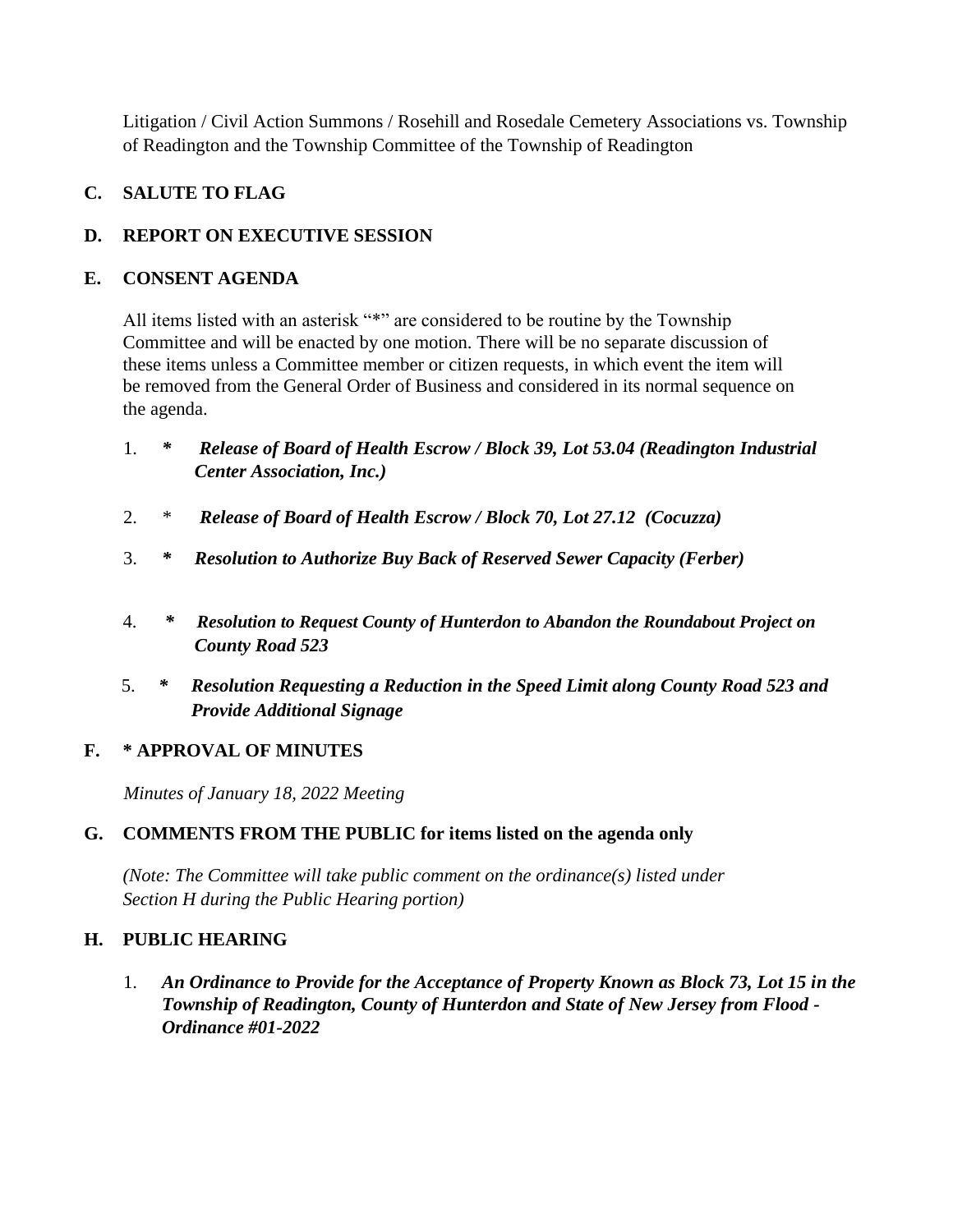Litigation / Civil Action Summons / Rosehill and Rosedale Cemetery Associations vs. Township of Readington and the Township Committee of the Township of Readington

## C. SALUTE TO FLAG

## D. REPORT ON EXECUTIVE SESSION

## E. CONSENT AGENDA

All items listed with an asterisk "*" are considered to be routine by the Township Committee and will be enacted by one motion. There will be no separate discussion of these items unless a Committee member or citizen requests, in which event the item will be removed from the General Order of Business and considered in its normal sequence on the agenda.

1. **_* Release of Board of Health Escrow / Block 39, Lot 53.04 (Readington Industrial Center Association, Inc.)_**
2. * **_Release of Board of Health Escrow / Block 70, Lot 27.12 (Cocuzza)_**
3. **_* Resolution to Authorize Buy Back of Reserved Sewer Capacity (Ferber)_**
4. **_* Resolution to Request County of Hunterdon to Abandon the Roundabout Project on County Road 523_**
5. **_* Resolution Requesting a Reduction in the Speed Limit along County Road 523 and Provide Additional Signage_**

## F. * APPROVAL OF MINUTES

*Minutes of January 18, 2022 Meeting*

## G. COMMENTS FROM THE PUBLIC for items listed on the agenda only

*(Note: The Committee will take public comment on the ordinance(s) listed under Section H during the Public Hearing portion)*

## H. PUBLIC HEARING

1. **_An Ordinance to Provide for the Acceptance of Property Known as Block 73, Lot 15 in the Township of Readington, County of Hunterdon and State of New Jersey from Flood - Ordinance #01-2022_**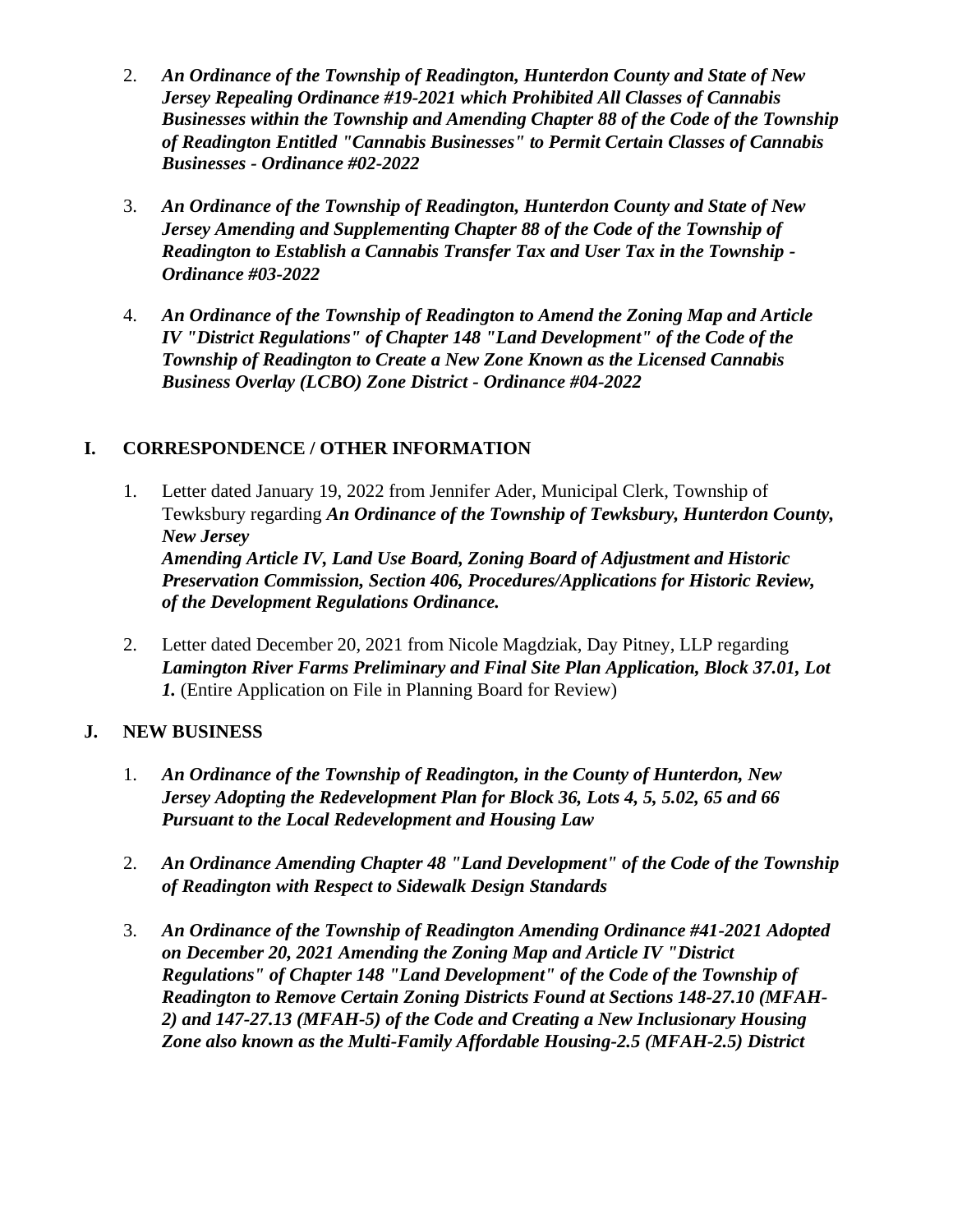2. ***An Ordinance of the Township of Readington, Hunterdon County and State of New Jersey Repealing Ordinance #19-2021 which Prohibited All Classes of Cannabis Businesses within the Township and Amending Chapter 88 of the Code of the Township of Readington Entitled "Cannabis Businesses" to Permit Certain Classes of Cannabis Businesses - Ordinance #02-2022***

3. ***An Ordinance of the Township of Readington, Hunterdon County and State of New Jersey Amending and Supplementing Chapter 88 of the Code of the Township of Readington to Establish a Cannabis Transfer Tax and User Tax in the Township - Ordinance #03-2022***

4. ***An Ordinance of the Township of Readington to Amend the Zoning Map and Article IV "District Regulations" of Chapter 148 "Land Development" of the Code of the Township of Readington to Create a New Zone Known as the Licensed Cannabis Business Overlay (LCBO) Zone District - Ordinance #04-2022***

## I. CORRESPONDENCE / OTHER INFORMATION

1. Letter dated January 19, 2022 from Jennifer Ader, Municipal Clerk, Township of Tewksbury regarding ***An Ordinance of the Township of Tewksbury, Hunterdon County, New Jersey Amending Article IV, Land Use Board, Zoning Board of Adjustment and Historic Preservation Commission, Section 406, Procedures/Applications for Historic Review, of the Development Regulations Ordinance.***

2. Letter dated December 20, 2021 from Nicole Magdziak, Day Pitney, LLP regarding ***Lamington River Farms Preliminary and Final Site Plan Application, Block 37.01, Lot 1.*** (Entire Application on File in Planning Board for Review)

## J. NEW BUSINESS

1. ***An Ordinance of the Township of Readington, in the County of Hunterdon, New Jersey Adopting the Redevelopment Plan for Block 36, Lots 4, 5, 5.02, 65 and 66 Pursuant to the Local Redevelopment and Housing Law***

2. ***An Ordinance Amending Chapter 48 "Land Development" of the Code of the Township of Readington with Respect to Sidewalk Design Standards***

3. ***An Ordinance of the Township of Readington Amending Ordinance #41-2021 Adopted on December 20, 2021 Amending the Zoning Map and Article IV "District Regulations" of Chapter 148 "Land Development" of the Code of the Township of Readington to Remove Certain Zoning Districts Found at Sections 148-27.10 (MFAH-2) and 147-27.13 (MFAH-5) of the Code and Creating a New Inclusionary Housing Zone also known as the Multi-Family Affordable Housing-2.5 (MFAH-2.5) District***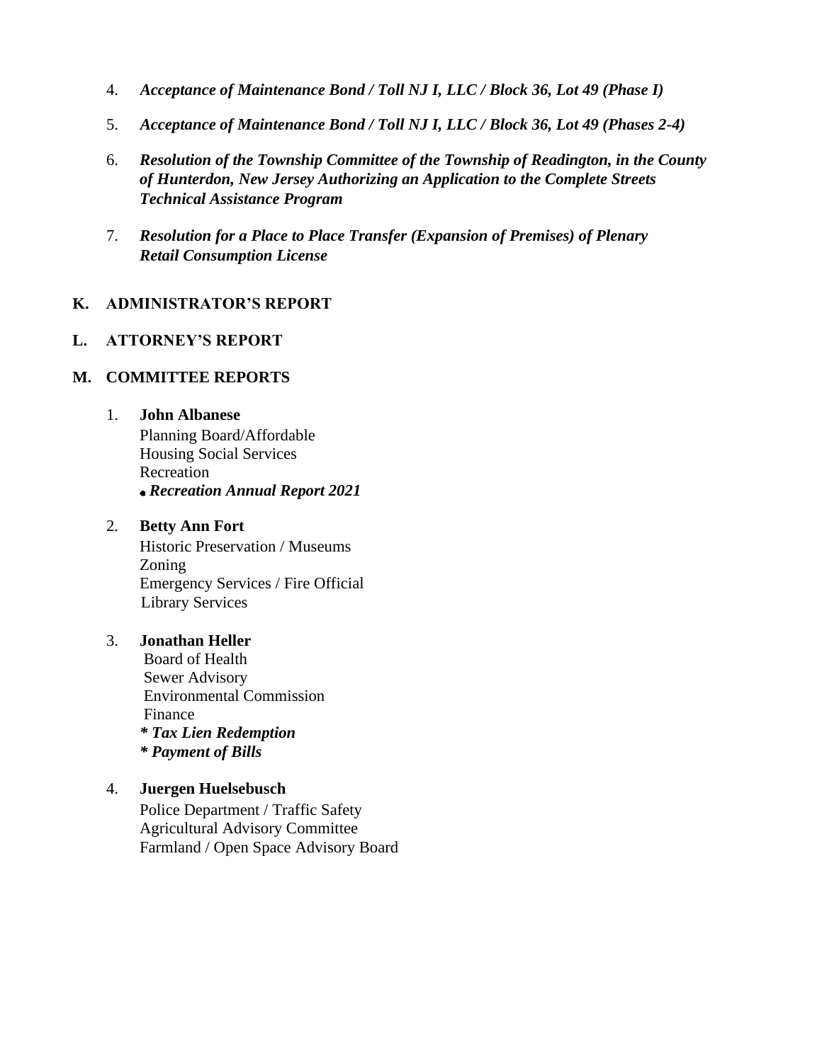4. ***Acceptance of Maintenance Bond / Toll NJ I, LLC / Block 36, Lot 49 (Phase I)***

5. ***Acceptance of Maintenance Bond / Toll NJ I, LLC / Block 36, Lot 49 (Phases 2-4)***

6. ***Resolution of the Township Committee of the Township of Readington, in the County of Hunterdon, New Jersey Authorizing an Application to the Complete Streets Technical Assistance Program***

7. ***Resolution for a Place to Place Transfer (Expansion of Premises) of Plenary Retail Consumption License***

## K. ADMINISTRATOR'S REPORT

## L. ATTORNEY'S REPORT

## M. COMMITTEE REPORTS

1. **John Albanese**
   Planning Board/Affordable
   Housing Social Services
   Recreation
   - ***Recreation Annual Report 2021***

2. **Betty Ann Fort**
   Historic Preservation / Museums
   Zoning
   Emergency Services / Fire Official
   Library Services

3. **Jonathan Heller**
   Board of Health
   Sewer Advisory
   Environmental Commission
   Finance
   ***\* Tax Lien Redemption***
   ***\* Payment of Bills***

4. **Juergen Huelsebusch**
   Police Department / Traffic Safety
   Agricultural Advisory Committee
   Farmland / Open Space Advisory Board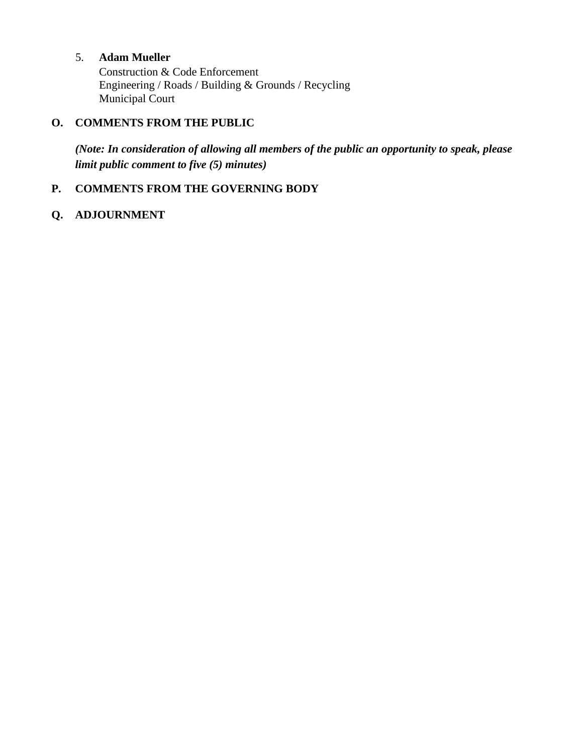5. **Adam Mueller**
   Construction & Code Enforcement
   Engineering / Roads / Building & Grounds / Recycling
   Municipal Court

**O. COMMENTS FROM THE PUBLIC**

***(Note: In consideration of allowing all members of the public an opportunity to speak, please limit public comment to five (5) minutes)***

**P. COMMENTS FROM THE GOVERNING BODY**

**Q. ADJOURNMENT**